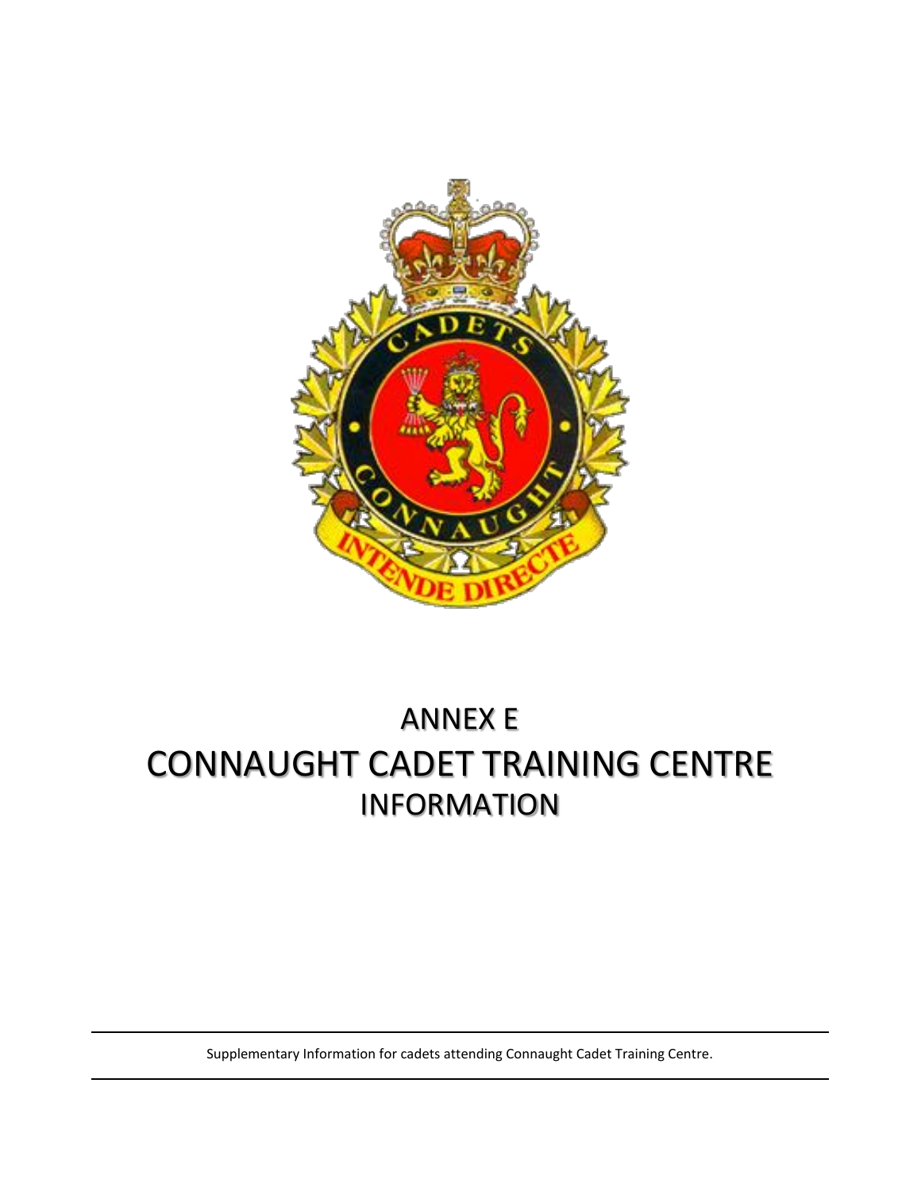# ANNEX E

# CONNAUGHT CADET TRAINING CENTRE

## INFORMATION

Supplementary Information for cadets attending Connaught Cadet Training Centre.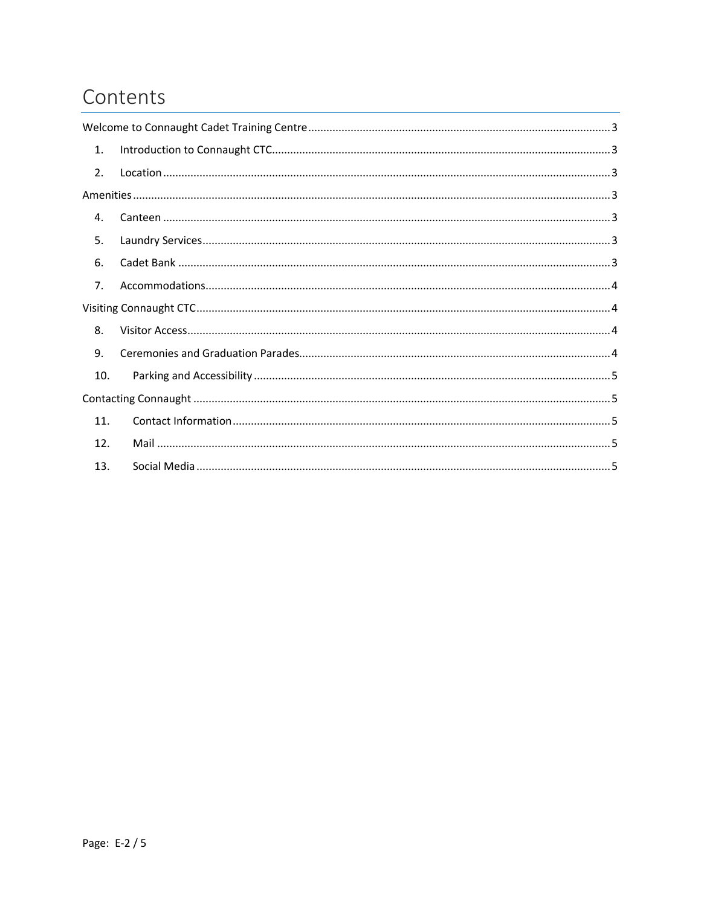# Contents

Welcome to Connaught Cadet Training Centre .......... 3

1. Introduction to Connaught CTC .......... 3
2. Location .......... 3

Amenities .......... 3

4. Canteen .......... 3
5. Laundry Services .......... 3
6. Cadet Bank .......... 3
7. Accommodations .......... 4

Visiting Connaught CTC .......... 4

8. Visitor Access .......... 4
9. Ceremonies and Graduation Parades .......... 4
10. Parking and Accessibility .......... 5

Contacting Connaught .......... 5

11. Contact Information .......... 5
12. Mail .......... 5
13. Social Media .......... 5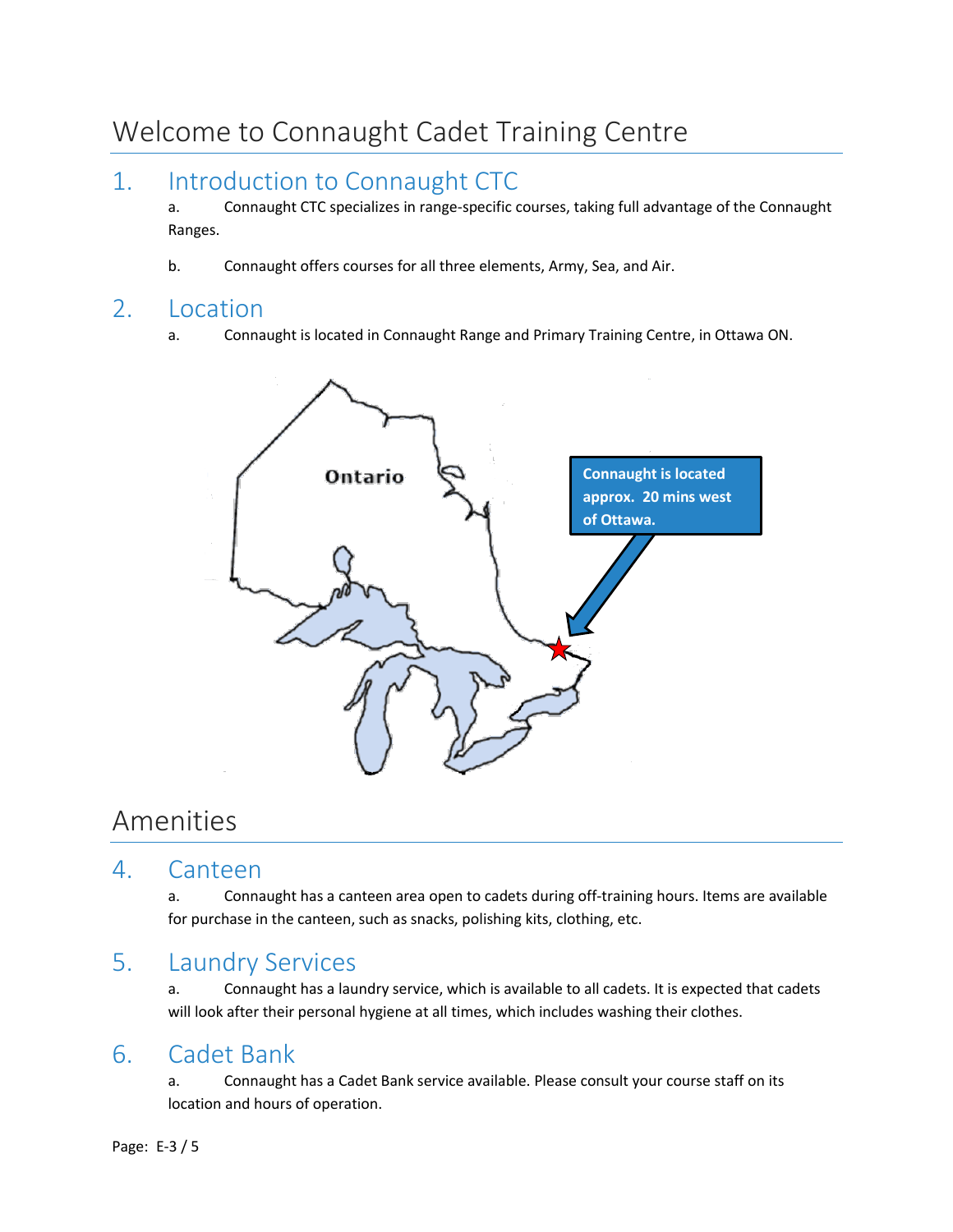# Welcome to Connaught Cadet Training Centre

## 1. Introduction to Connaught CTC

a. Connaught CTC specializes in range-specific courses, taking full advantage of the Connaught Ranges.

b. Connaught offers courses for all three elements, Army, Sea, and Air.

## 2. Location

a. Connaught is located in Connaught Range and Primary Training Centre, in Ottawa ON.

Ontario

**Connaught is located approx. 20 mins west of Ottawa.**

# Amenities

## 4. Canteen

a. Connaught has a canteen area open to cadets during off-training hours. Items are available for purchase in the canteen, such as snacks, polishing kits, clothing, etc.

## 5. Laundry Services

a. Connaught has a laundry service, which is available to all cadets. It is expected that cadets will look after their personal hygiene at all times, which includes washing their clothes.

## 6. Cadet Bank

a. Connaught has a Cadet Bank service available. Please consult your course staff on its location and hours of operation.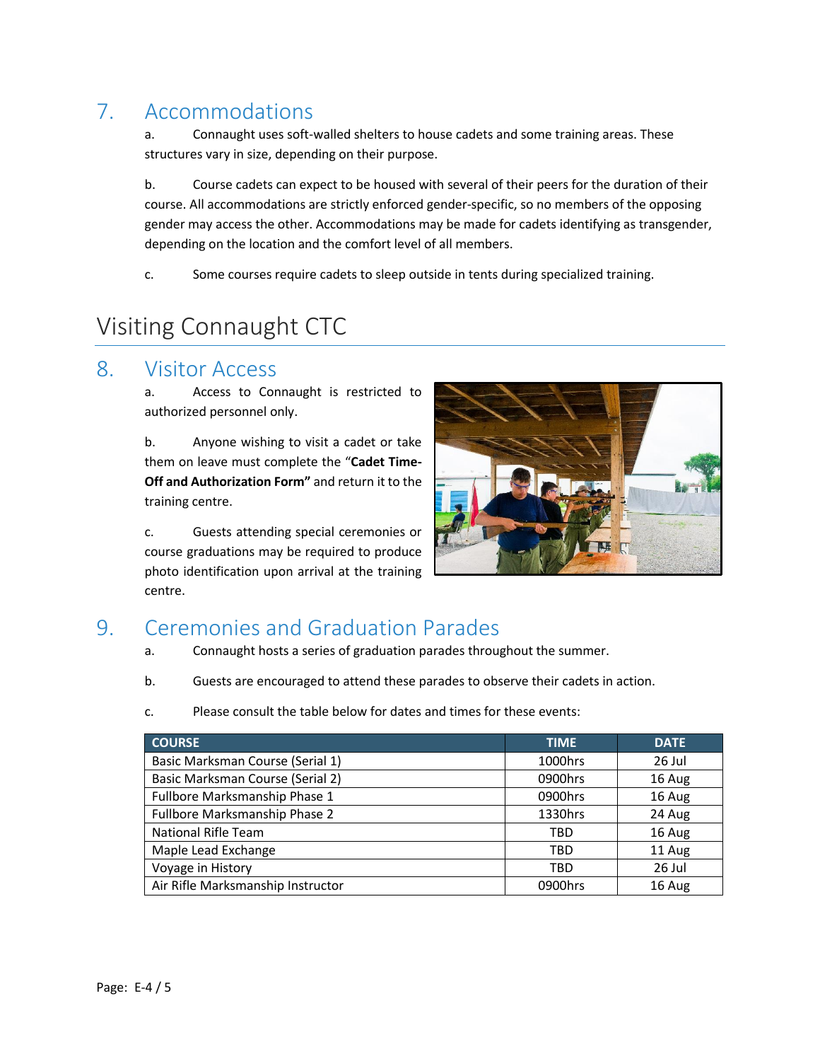## 7. Accommodations

a. Connaught uses soft-walled shelters to house cadets and some training areas. These structures vary in size, depending on their purpose.

b. Course cadets can expect to be housed with several of their peers for the duration of their course. All accommodations are strictly enforced gender-specific, so no members of the opposing gender may access the other. Accommodations may be made for cadets identifying as transgender, depending on the location and the comfort level of all members.

c. Some courses require cadets to sleep outside in tents during specialized training.

# Visiting Connaught CTC

## 8. Visitor Access

a. Access to Connaught is restricted to authorized personnel only.

b. Anyone wishing to visit a cadet or take them on leave must complete the "**Cadet Time-Off and Authorization Form"** and return it to the training centre.

c. Guests attending special ceremonies or course graduations may be required to produce photo identification upon arrival at the training centre.

## 9. Ceremonies and Graduation Parades

a. Connaught hosts a series of graduation parades throughout the summer.

b. Guests are encouraged to attend these parades to observe their cadets in action.

c. Please consult the table below for dates and times for these events:

| COURSE | TIME | DATE |
|---|---|---|
| Basic Marksman Course (Serial 1) | 1000hrs | 26 Jul |
| Basic Marksman Course (Serial 2) | 0900hrs | 16 Aug |
| Fullbore Marksmanship Phase 1 | 0900hrs | 16 Aug |
| Fullbore Marksmanship Phase 2 | 1330hrs | 24 Aug |
| National Rifle Team | TBD | 16 Aug |
| Maple Lead Exchange | TBD | 11 Aug |
| Voyage in History | TBD | 26 Jul |
| Air Rifle Marksmanship Instructor | 0900hrs | 16 Aug |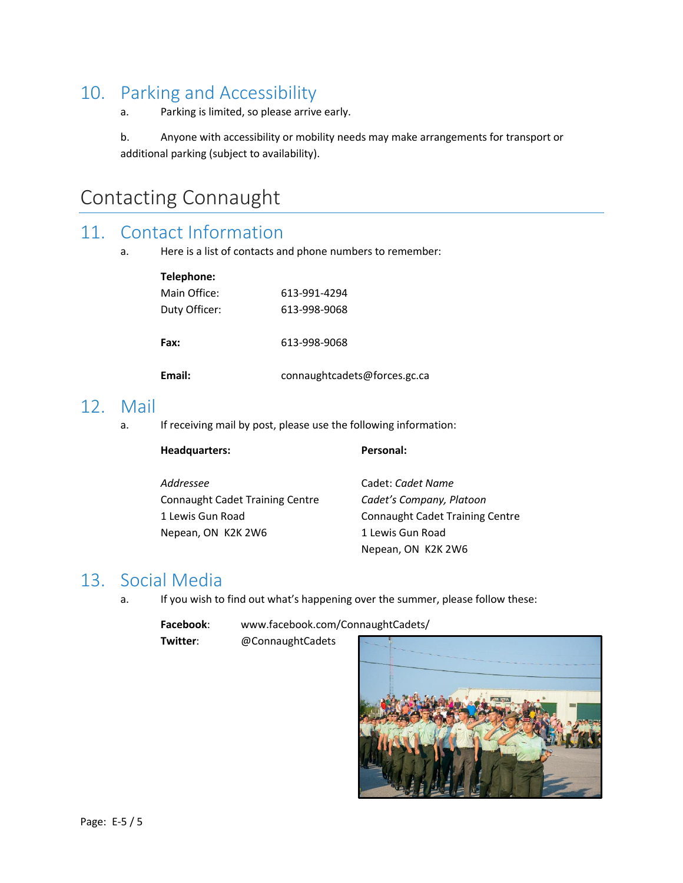## 10. Parking and Accessibility

a. Parking is limited, so please arrive early.

b. Anyone with accessibility or mobility needs may make arrangements for transport or additional parking (subject to availability).

# Contacting Connaught

## 11. Contact Information

a. Here is a list of contacts and phone numbers to remember:

**Telephone:**

| | |
|---|---|
| Main Office: | 613-991-4294 |
| Duty Officer: | 613-998-9068 |
| **Fax:** | 613-998-9068 |
| **Email:** | connaughtcadets@forces.gc.ca |

## 12. Mail

a. If receiving mail by post, please use the following information:

**Headquarters:**

*Addressee*
Connaught Cadet Training Centre
1 Lewis Gun Road
Nepean, ON K2K 2W6

**Personal:**

Cadet: *Cadet Name*
*Cadet's Company, Platoon*
Connaught Cadet Training Centre
1 Lewis Gun Road
Nepean, ON K2K 2W6

## 13. Social Media

a. If you wish to find out what's happening over the summer, please follow these:

**Facebook**: www.facebook.com/ConnaughtCadets/
**Twitter**: @ConnaughtCadets